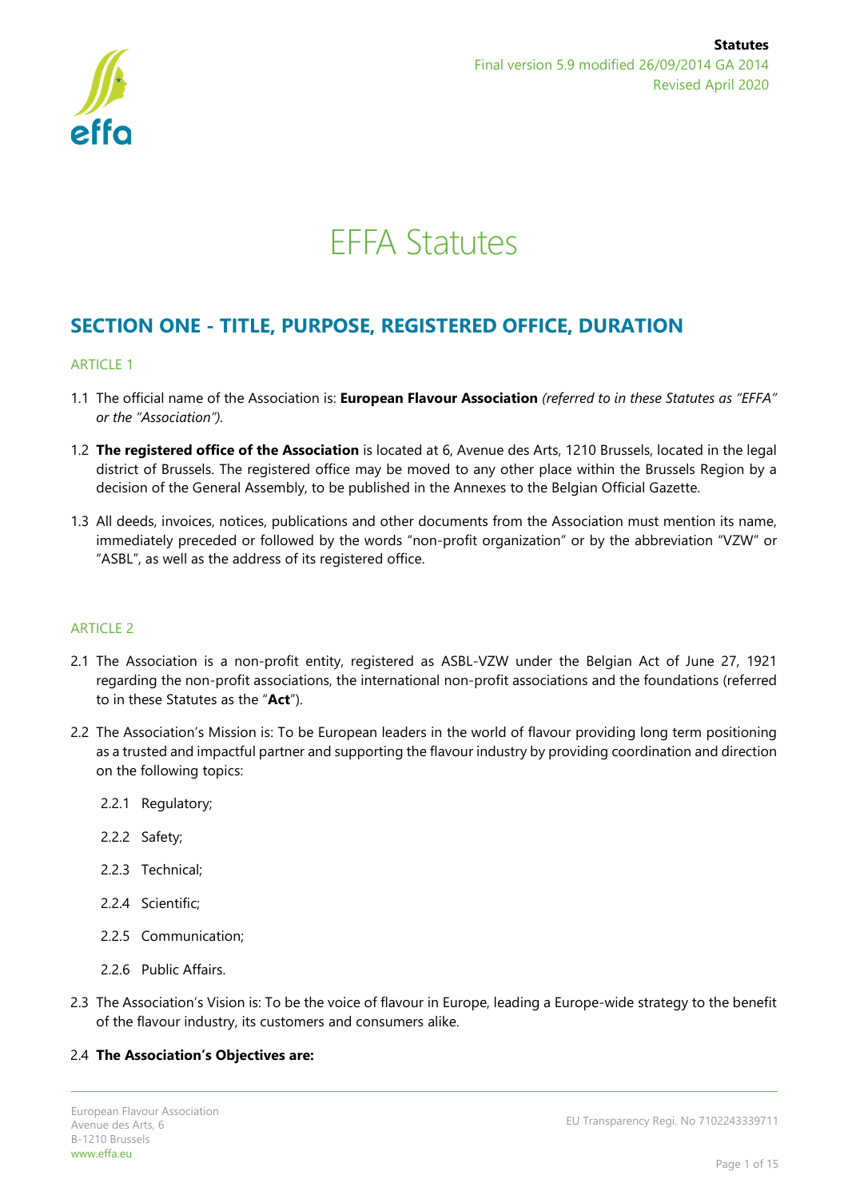Statutes
Final version 5.9 modified 26/09/2014 GA 2014
Revised April 2020

# EFFA Statutes

## SECTION ONE - TITLE, PURPOSE, REGISTERED OFFICE, DURATION

### ARTICLE 1

1.1 The official name of the Association is: **European Flavour Association** *(referred to in these Statutes as "EFFA" or the "Association").*

1.2 **The registered office of the Association** is located at 6, Avenue des Arts, 1210 Brussels, located in the legal district of Brussels. The registered office may be moved to any other place within the Brussels Region by a decision of the General Assembly, to be published in the Annexes to the Belgian Official Gazette.

1.3 All deeds, invoices, notices, publications and other documents from the Association must mention its name, immediately preceded or followed by the words "non-profit organization" or by the abbreviation "VZW" or "ASBL", as well as the address of its registered office.

### ARTICLE 2

2.1 The Association is a non-profit entity, registered as ASBL-VZW under the Belgian Act of June 27, 1921 regarding the non-profit associations, the international non-profit associations and the foundations (referred to in these Statutes as the "**Act**").

2.2 The Association's Mission is: To be European leaders in the world of flavour providing long term positioning as a trusted and impactful partner and supporting the flavour industry by providing coordination and direction on the following topics:

- 2.2.1 Regulatory;
- 2.2.2 Safety;
- 2.2.3 Technical;
- 2.2.4 Scientific;
- 2.2.5 Communication;
- 2.2.6 Public Affairs.

2.3 The Association's Vision is: To be the voice of flavour in Europe, leading a Europe-wide strategy to the benefit of the flavour industry, its customers and consumers alike.

2.4 **The Association's Objectives are:**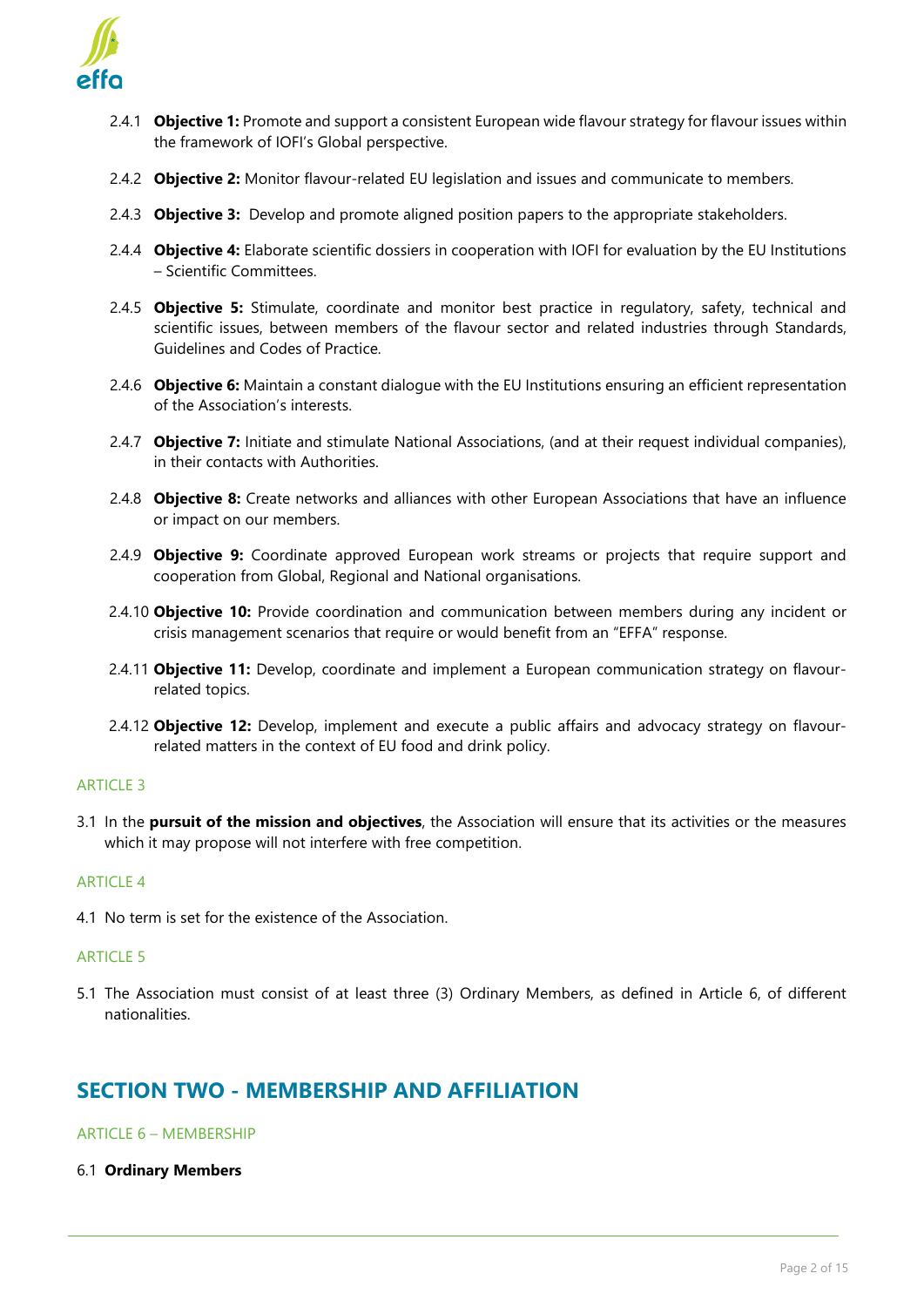2.4.1 **Objective 1:** Promote and support a consistent European wide flavour strategy for flavour issues within the framework of IOFI's Global perspective.

2.4.2 **Objective 2:** Monitor flavour-related EU legislation and issues and communicate to members.

2.4.3 **Objective 3:** Develop and promote aligned position papers to the appropriate stakeholders.

2.4.4 **Objective 4:** Elaborate scientific dossiers in cooperation with IOFI for evaluation by the EU Institutions – Scientific Committees.

2.4.5 **Objective 5:** Stimulate, coordinate and monitor best practice in regulatory, safety, technical and scientific issues, between members of the flavour sector and related industries through Standards, Guidelines and Codes of Practice.

2.4.6 **Objective 6:** Maintain a constant dialogue with the EU Institutions ensuring an efficient representation of the Association's interests.

2.4.7 **Objective 7:** Initiate and stimulate National Associations, (and at their request individual companies), in their contacts with Authorities.

2.4.8 **Objective 8:** Create networks and alliances with other European Associations that have an influence or impact on our members.

2.4.9 **Objective 9:** Coordinate approved European work streams or projects that require support and cooperation from Global, Regional and National organisations.

2.4.10 **Objective 10:** Provide coordination and communication between members during any incident or crisis management scenarios that require or would benefit from an "EFFA" response.

2.4.11 **Objective 11:** Develop, coordinate and implement a European communication strategy on flavour-related topics.

2.4.12 **Objective 12:** Develop, implement and execute a public affairs and advocacy strategy on flavour-related matters in the context of EU food and drink policy.

### ARTICLE 3

3.1 In the **pursuit of the mission and objectives**, the Association will ensure that its activities or the measures which it may propose will not interfere with free competition.

### ARTICLE 4

4.1 No term is set for the existence of the Association.

### ARTICLE 5

5.1 The Association must consist of at least three (3) Ordinary Members, as defined in Article 6, of different nationalities.

## SECTION TWO - MEMBERSHIP AND AFFILIATION

### ARTICLE 6 – MEMBERSHIP

6.1 **Ordinary Members**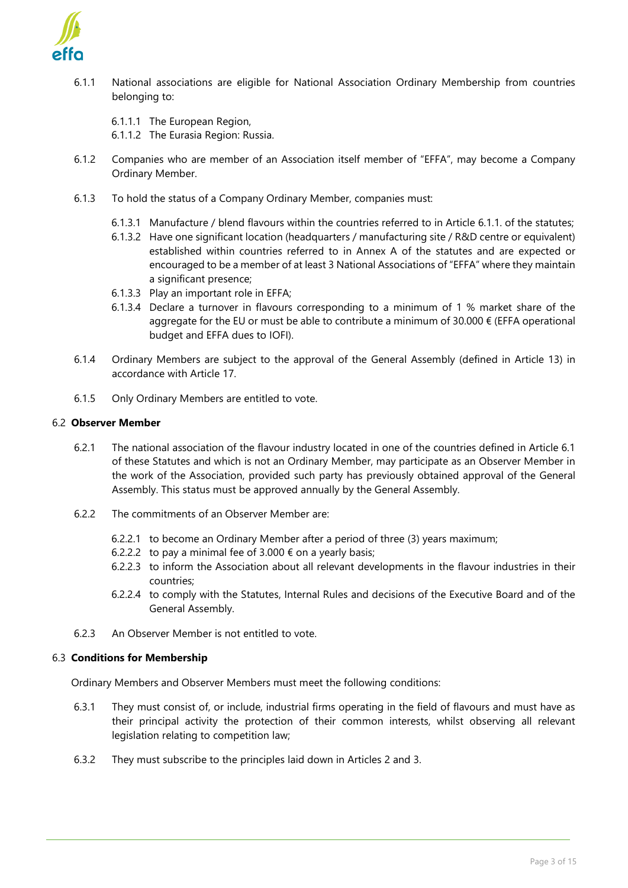6.1.1 National associations are eligible for National Association Ordinary Membership from countries belonging to:

- 6.1.1.1 The European Region,
- 6.1.1.2 The Eurasia Region: Russia.

6.1.2 Companies who are member of an Association itself member of "EFFA", may become a Company Ordinary Member.

6.1.3 To hold the status of a Company Ordinary Member, companies must:

- 6.1.3.1 Manufacture / blend flavours within the countries referred to in Article 6.1.1. of the statutes;
- 6.1.3.2 Have one significant location (headquarters / manufacturing site / R&D centre or equivalent) established within countries referred to in Annex A of the statutes and are expected or encouraged to be a member of at least 3 National Associations of "EFFA" where they maintain a significant presence;
- 6.1.3.3 Play an important role in EFFA;
- 6.1.3.4 Declare a turnover in flavours corresponding to a minimum of 1 % market share of the aggregate for the EU or must be able to contribute a minimum of 30.000 € (EFFA operational budget and EFFA dues to IOFI).

6.1.4 Ordinary Members are subject to the approval of the General Assembly (defined in Article 13) in accordance with Article 17.

6.1.5 Only Ordinary Members are entitled to vote.

### 6.2 **Observer Member**

6.2.1 The national association of the flavour industry located in one of the countries defined in Article 6.1 of these Statutes and which is not an Ordinary Member, may participate as an Observer Member in the work of the Association, provided such party has previously obtained approval of the General Assembly. This status must be approved annually by the General Assembly.

6.2.2 The commitments of an Observer Member are:

- 6.2.2.1 to become an Ordinary Member after a period of three (3) years maximum;
- 6.2.2.2 to pay a minimal fee of 3.000 € on a yearly basis;
- 6.2.2.3 to inform the Association about all relevant developments in the flavour industries in their countries;
- 6.2.2.4 to comply with the Statutes, Internal Rules and decisions of the Executive Board and of the General Assembly.

6.2.3 An Observer Member is not entitled to vote.

### 6.3 **Conditions for Membership**

Ordinary Members and Observer Members must meet the following conditions:

6.3.1 They must consist of, or include, industrial firms operating in the field of flavours and must have as their principal activity the protection of their common interests, whilst observing all relevant legislation relating to competition law;

6.3.2 They must subscribe to the principles laid down in Articles 2 and 3.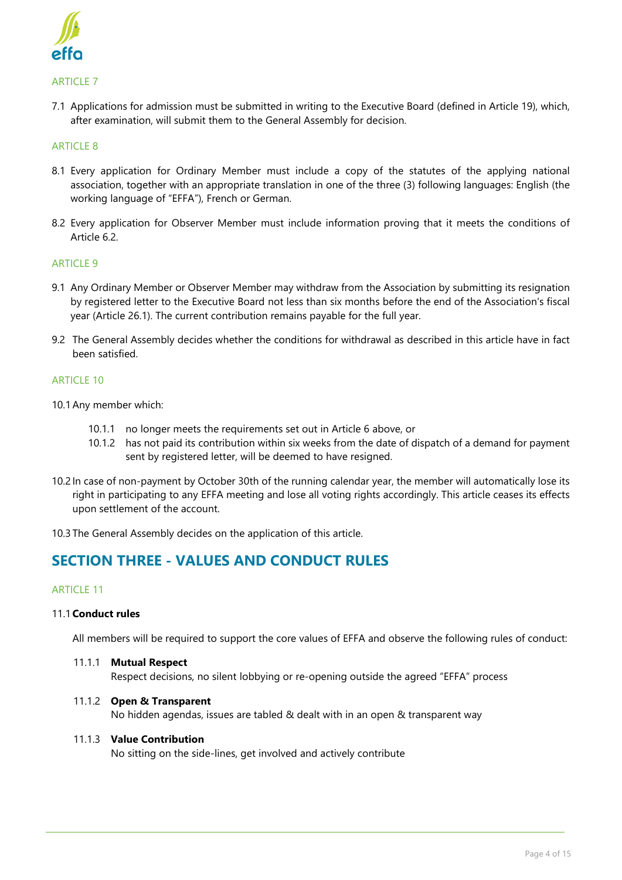### ARTICLE 7

7.1 Applications for admission must be submitted in writing to the Executive Board (defined in Article 19), which, after examination, will submit them to the General Assembly for decision.

### ARTICLE 8

8.1 Every application for Ordinary Member must include a copy of the statutes of the applying national association, together with an appropriate translation in one of the three (3) following languages: English (the working language of "EFFA"), French or German.

8.2 Every application for Observer Member must include information proving that it meets the conditions of Article 6.2.

### ARTICLE 9

9.1 Any Ordinary Member or Observer Member may withdraw from the Association by submitting its resignation by registered letter to the Executive Board not less than six months before the end of the Association's fiscal year (Article 26.1). The current contribution remains payable for the full year.

9.2 The General Assembly decides whether the conditions for withdrawal as described in this article have in fact been satisfied.

### ARTICLE 10

10.1 Any member which:

- 10.1.1 no longer meets the requirements set out in Article 6 above, or
- 10.1.2 has not paid its contribution within six weeks from the date of dispatch of a demand for payment sent by registered letter, will be deemed to have resigned.

10.2 In case of non-payment by October 30th of the running calendar year, the member will automatically lose its right in participating to any EFFA meeting and lose all voting rights accordingly. This article ceases its effects upon settlement of the account.

10.3 The General Assembly decides on the application of this article.

## SECTION THREE - VALUES AND CONDUCT RULES

### ARTICLE 11

11.1 **Conduct rules**

All members will be required to support the core values of EFFA and observe the following rules of conduct:

11.1.1 **Mutual Respect**
Respect decisions, no silent lobbying or re-opening outside the agreed "EFFA" process

11.1.2 **Open & Transparent**
No hidden agendas, issues are tabled & dealt with in an open & transparent way

11.1.3 **Value Contribution**
No sitting on the side-lines, get involved and actively contribute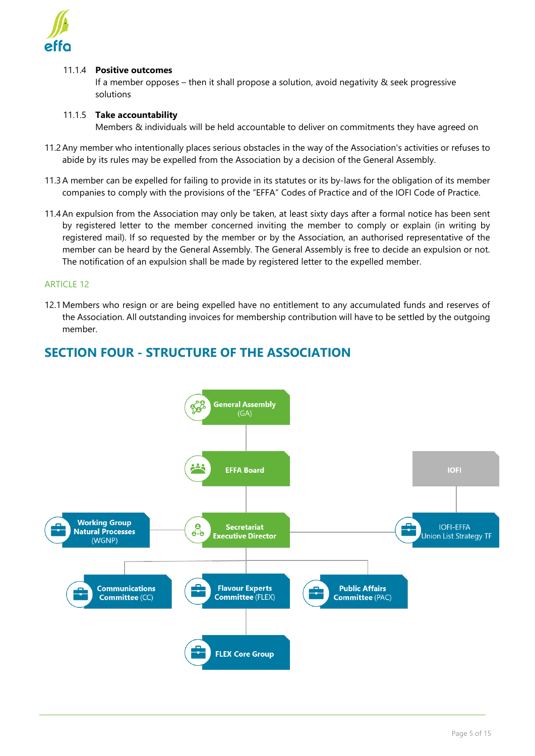11.1.4 **Positive outcomes**
If a member opposes – then it shall propose a solution, avoid negativity & seek progressive solutions

11.1.5 **Take accountability**
Members & individuals will be held accountable to deliver on commitments they have agreed on

11.2 Any member who intentionally places serious obstacles in the way of the Association's activities or refuses to abide by its rules may be expelled from the Association by a decision of the General Assembly.

11.3 A member can be expelled for failing to provide in its statutes or its by-laws for the obligation of its member companies to comply with the provisions of the "EFFA" Codes of Practice and of the IOFI Code of Practice.

11.4 An expulsion from the Association may only be taken, at least sixty days after a formal notice has been sent by registered letter to the member concerned inviting the member to comply or explain (in writing by registered mail). If so requested by the member or by the Association, an authorised representative of the member can be heard by the General Assembly. The General Assembly is free to decide an expulsion or not. The notification of an expulsion shall be made by registered letter to the expelled member.

ARTICLE 12

12.1 Members who resign or are being expelled have no entitlement to any accumulated funds and reserves of the Association. All outstanding invoices for membership contribution will have to be settled by the outgoing member.

## SECTION FOUR - STRUCTURE OF THE ASSOCIATION

- General Assembly (GA)
  - EFFA Board
    - Secretariat Executive Director
      - Working Group Natural Processes (WGNP)
      - IOFI-EFFA Union List Strategy TF (linked to IOFI)
      - Communications Committee (CC)
      - Flavour Experts Committee (FLEX)
        - FLEX Core Group
      - Public Affairs Committee (PAC)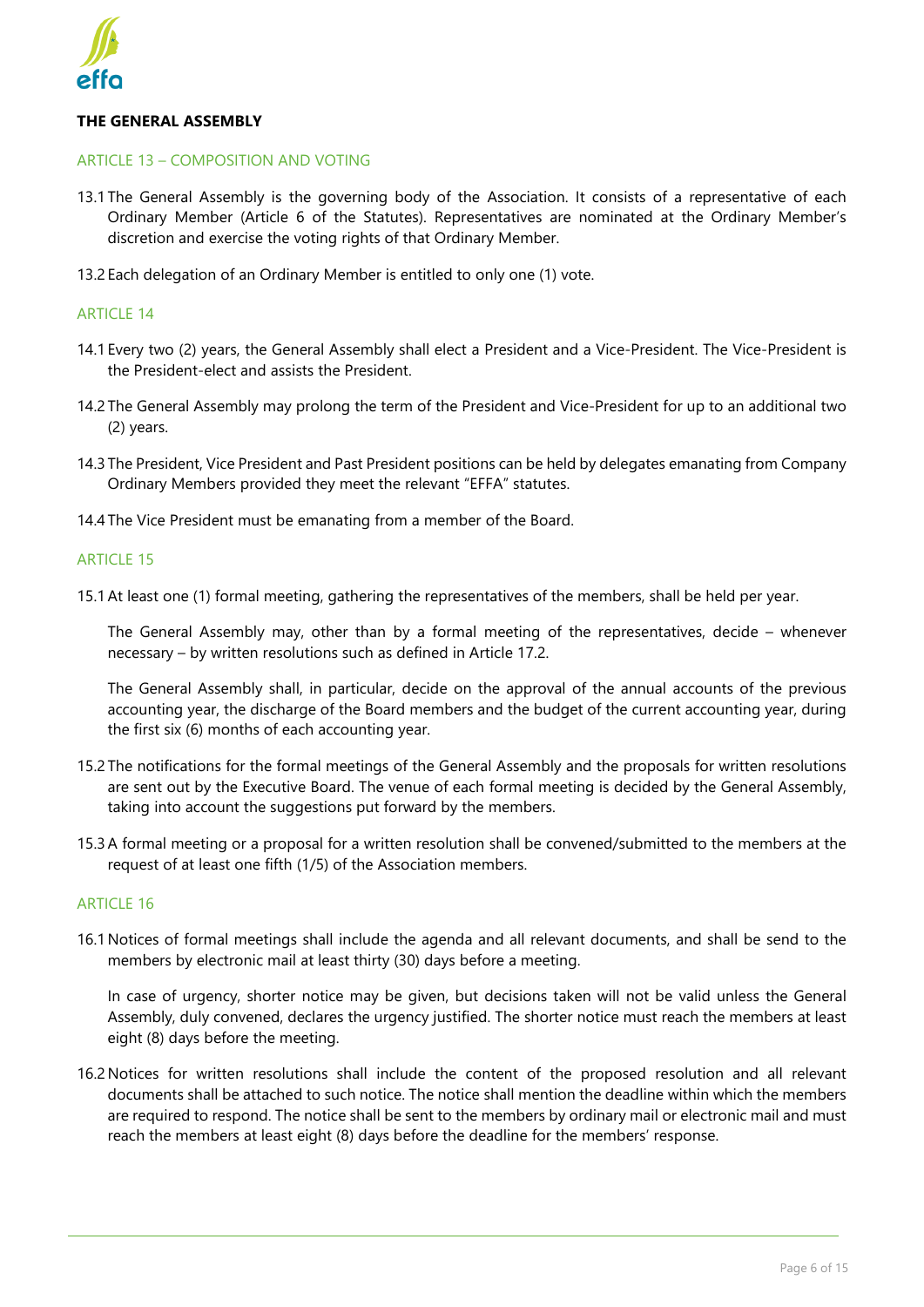## THE GENERAL ASSEMBLY

### ARTICLE 13 – COMPOSITION AND VOTING

13.1 The General Assembly is the governing body of the Association. It consists of a representative of each Ordinary Member (Article 6 of the Statutes). Representatives are nominated at the Ordinary Member's discretion and exercise the voting rights of that Ordinary Member.

13.2 Each delegation of an Ordinary Member is entitled to only one (1) vote.

### ARTICLE 14

14.1 Every two (2) years, the General Assembly shall elect a President and a Vice-President. The Vice-President is the President-elect and assists the President.

14.2 The General Assembly may prolong the term of the President and Vice-President for up to an additional two (2) years.

14.3 The President, Vice President and Past President positions can be held by delegates emanating from Company Ordinary Members provided they meet the relevant "EFFA" statutes.

14.4 The Vice President must be emanating from a member of the Board.

### ARTICLE 15

15.1 At least one (1) formal meeting, gathering the representatives of the members, shall be held per year.

The General Assembly may, other than by a formal meeting of the representatives, decide – whenever necessary – by written resolutions such as defined in Article 17.2.

The General Assembly shall, in particular, decide on the approval of the annual accounts of the previous accounting year, the discharge of the Board members and the budget of the current accounting year, during the first six (6) months of each accounting year.

15.2 The notifications for the formal meetings of the General Assembly and the proposals for written resolutions are sent out by the Executive Board. The venue of each formal meeting is decided by the General Assembly, taking into account the suggestions put forward by the members.

15.3 A formal meeting or a proposal for a written resolution shall be convened/submitted to the members at the request of at least one fifth (1/5) of the Association members.

### ARTICLE 16

16.1 Notices of formal meetings shall include the agenda and all relevant documents, and shall be send to the members by electronic mail at least thirty (30) days before a meeting.

In case of urgency, shorter notice may be given, but decisions taken will not be valid unless the General Assembly, duly convened, declares the urgency justified. The shorter notice must reach the members at least eight (8) days before the meeting.

16.2 Notices for written resolutions shall include the content of the proposed resolution and all relevant documents shall be attached to such notice. The notice shall mention the deadline within which the members are required to respond. The notice shall be sent to the members by ordinary mail or electronic mail and must reach the members at least eight (8) days before the deadline for the members' response.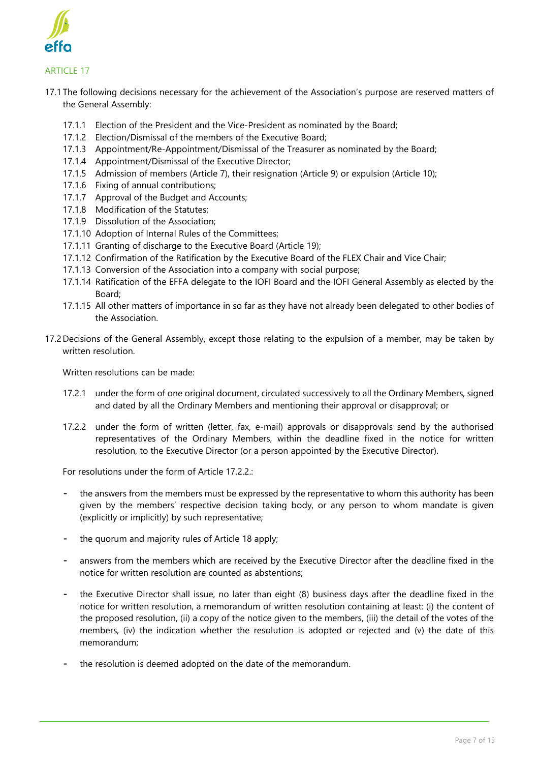## ARTICLE 17

17.1 The following decisions necessary for the achievement of the Association's purpose are reserved matters of the General Assembly:

- 17.1.1 Election of the President and the Vice-President as nominated by the Board;
- 17.1.2 Election/Dismissal of the members of the Executive Board;
- 17.1.3 Appointment/Re-Appointment/Dismissal of the Treasurer as nominated by the Board;
- 17.1.4 Appointment/Dismissal of the Executive Director;
- 17.1.5 Admission of members (Article 7), their resignation (Article 9) or expulsion (Article 10);
- 17.1.6 Fixing of annual contributions;
- 17.1.7 Approval of the Budget and Accounts;
- 17.1.8 Modification of the Statutes;
- 17.1.9 Dissolution of the Association;
- 17.1.10 Adoption of Internal Rules of the Committees;
- 17.1.11 Granting of discharge to the Executive Board (Article 19);
- 17.1.12 Confirmation of the Ratification by the Executive Board of the FLEX Chair and Vice Chair;
- 17.1.13 Conversion of the Association into a company with social purpose;
- 17.1.14 Ratification of the EFFA delegate to the IOFI Board and the IOFI General Assembly as elected by the Board;
- 17.1.15 All other matters of importance in so far as they have not already been delegated to other bodies of the Association.

17.2 Decisions of the General Assembly, except those relating to the expulsion of a member, may be taken by written resolution.

Written resolutions can be made:

- 17.2.1 under the form of one original document, circulated successively to all the Ordinary Members, signed and dated by all the Ordinary Members and mentioning their approval or disapproval; or
- 17.2.2 under the form of written (letter, fax, e-mail) approvals or disapprovals send by the authorised representatives of the Ordinary Members, within the deadline fixed in the notice for written resolution, to the Executive Director (or a person appointed by the Executive Director).

For resolutions under the form of Article 17.2.2.:

- the answers from the members must be expressed by the representative to whom this authority has been given by the members' respective decision taking body, or any person to whom mandate is given (explicitly or implicitly) by such representative;
- the quorum and majority rules of Article 18 apply;
- answers from the members which are received by the Executive Director after the deadline fixed in the notice for written resolution are counted as abstentions;
- the Executive Director shall issue, no later than eight (8) business days after the deadline fixed in the notice for written resolution, a memorandum of written resolution containing at least: (i) the content of the proposed resolution, (ii) a copy of the notice given to the members, (iii) the detail of the votes of the members, (iv) the indication whether the resolution is adopted or rejected and (v) the date of this memorandum;
- the resolution is deemed adopted on the date of the memorandum.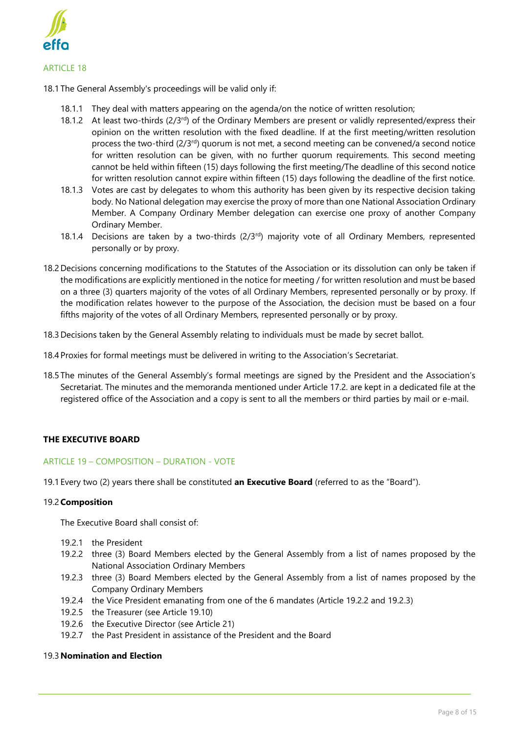## ARTICLE 18

18.1 The General Assembly's proceedings will be valid only if:

- 18.1.1 They deal with matters appearing on the agenda/on the notice of written resolution;
- 18.1.2 At least two-thirds (2/3rd) of the Ordinary Members are present or validly represented/express their opinion on the written resolution with the fixed deadline. If at the first meeting/written resolution process the two-third (2/3rd) quorum is not met, a second meeting can be convened/a second notice for written resolution can be given, with no further quorum requirements. This second meeting cannot be held within fifteen (15) days following the first meeting/The deadline of this second notice for written resolution cannot expire within fifteen (15) days following the deadline of the first notice.
- 18.1.3 Votes are cast by delegates to whom this authority has been given by its respective decision taking body. No National delegation may exercise the proxy of more than one National Association Ordinary Member. A Company Ordinary Member delegation can exercise one proxy of another Company Ordinary Member.
- 18.1.4 Decisions are taken by a two-thirds (2/3rd) majority vote of all Ordinary Members, represented personally or by proxy.

18.2 Decisions concerning modifications to the Statutes of the Association or its dissolution can only be taken if the modifications are explicitly mentioned in the notice for meeting / for written resolution and must be based on a three (3) quarters majority of the votes of all Ordinary Members, represented personally or by proxy. If the modification relates however to the purpose of the Association, the decision must be based on a four fifths majority of the votes of all Ordinary Members, represented personally or by proxy.

18.3 Decisions taken by the General Assembly relating to individuals must be made by secret ballot.

18.4 Proxies for formal meetings must be delivered in writing to the Association's Secretariat.

18.5 The minutes of the General Assembly's formal meetings are signed by the President and the Association's Secretariat. The minutes and the memoranda mentioned under Article 17.2. are kept in a dedicated file at the registered office of the Association and a copy is sent to all the members or third parties by mail or e-mail.

# THE EXECUTIVE BOARD

## ARTICLE 19 – COMPOSITION – DURATION - VOTE

19.1 Every two (2) years there shall be constituted **an Executive Board** (referred to as the "Board").

19.2 **Composition**

The Executive Board shall consist of:

- 19.2.1 the President
- 19.2.2 three (3) Board Members elected by the General Assembly from a list of names proposed by the National Association Ordinary Members
- 19.2.3 three (3) Board Members elected by the General Assembly from a list of names proposed by the Company Ordinary Members
- 19.2.4 the Vice President emanating from one of the 6 mandates (Article 19.2.2 and 19.2.3)
- 19.2.5 the Treasurer (see Article 19.10)
- 19.2.6 the Executive Director (see Article 21)
- 19.2.7 the Past President in assistance of the President and the Board

19.3 **Nomination and Election**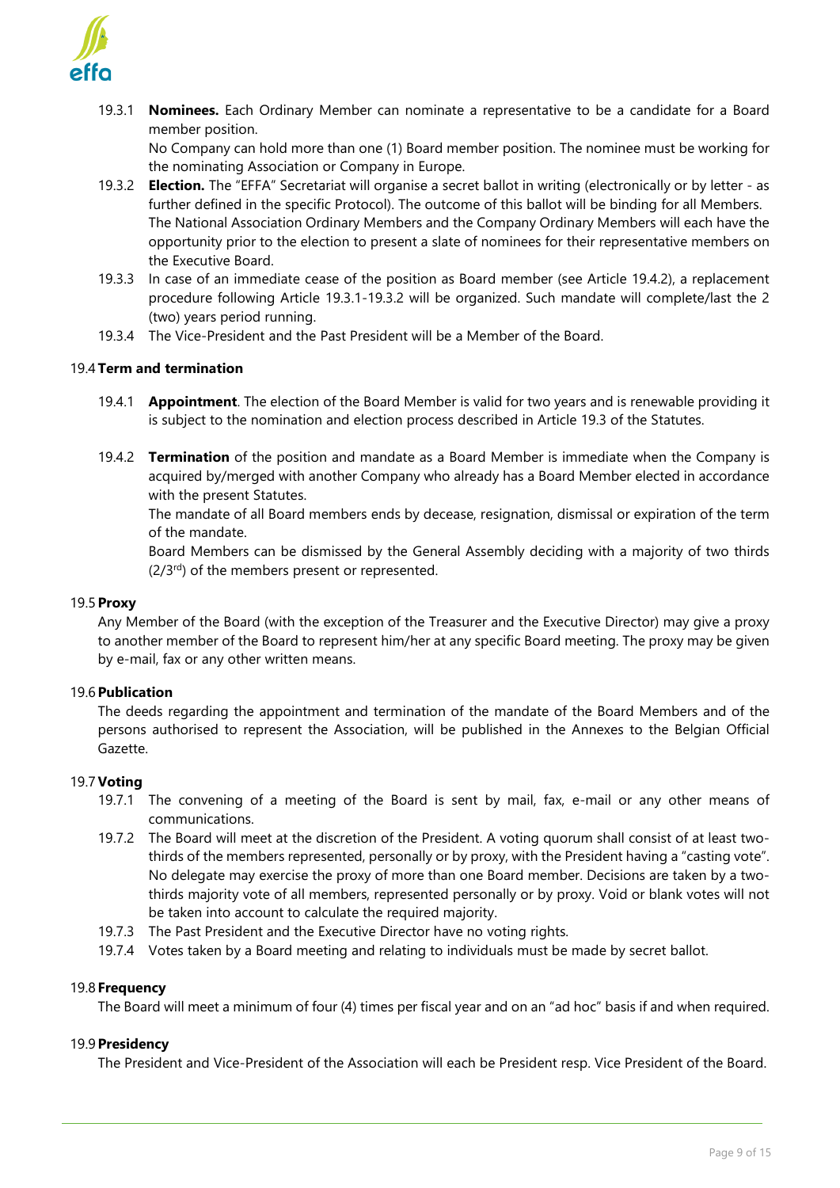19.3.1 **Nominees.** Each Ordinary Member can nominate a representative to be a candidate for a Board member position.
No Company can hold more than one (1) Board member position. The nominee must be working for the nominating Association or Company in Europe.

19.3.2 **Election.** The "EFFA" Secretariat will organise a secret ballot in writing (electronically or by letter - as further defined in the specific Protocol). The outcome of this ballot will be binding for all Members.
The National Association Ordinary Members and the Company Ordinary Members will each have the opportunity prior to the election to present a slate of nominees for their representative members on the Executive Board.

19.3.3 In case of an immediate cease of the position as Board member (see Article 19.4.2), a replacement procedure following Article 19.3.1-19.3.2 will be organized. Such mandate will complete/last the 2 (two) years period running.

19.3.4 The Vice-President and the Past President will be a Member of the Board.

### 19.4 Term and termination

19.4.1 **Appointment**. The election of the Board Member is valid for two years and is renewable providing it is subject to the nomination and election process described in Article 19.3 of the Statutes.

19.4.2 **Termination** of the position and mandate as a Board Member is immediate when the Company is acquired by/merged with another Company who already has a Board Member elected in accordance with the present Statutes.
The mandate of all Board members ends by decease, resignation, dismissal or expiration of the term of the mandate.
Board Members can be dismissed by the General Assembly deciding with a majority of two thirds (2/3rd) of the members present or represented.

### 19.5 Proxy

Any Member of the Board (with the exception of the Treasurer and the Executive Director) may give a proxy to another member of the Board to represent him/her at any specific Board meeting. The proxy may be given by e-mail, fax or any other written means.

### 19.6 Publication

The deeds regarding the appointment and termination of the mandate of the Board Members and of the persons authorised to represent the Association, will be published in the Annexes to the Belgian Official Gazette.

### 19.7 Voting

19.7.1 The convening of a meeting of the Board is sent by mail, fax, e-mail or any other means of communications.

19.7.2 The Board will meet at the discretion of the President. A voting quorum shall consist of at least two-thirds of the members represented, personally or by proxy, with the President having a "casting vote". No delegate may exercise the proxy of more than one Board member. Decisions are taken by a two-thirds majority vote of all members, represented personally or by proxy. Void or blank votes will not be taken into account to calculate the required majority.

19.7.3 The Past President and the Executive Director have no voting rights.

19.7.4 Votes taken by a Board meeting and relating to individuals must be made by secret ballot.

### 19.8 Frequency

The Board will meet a minimum of four (4) times per fiscal year and on an "ad hoc" basis if and when required.

### 19.9 Presidency

The President and Vice-President of the Association will each be President resp. Vice President of the Board.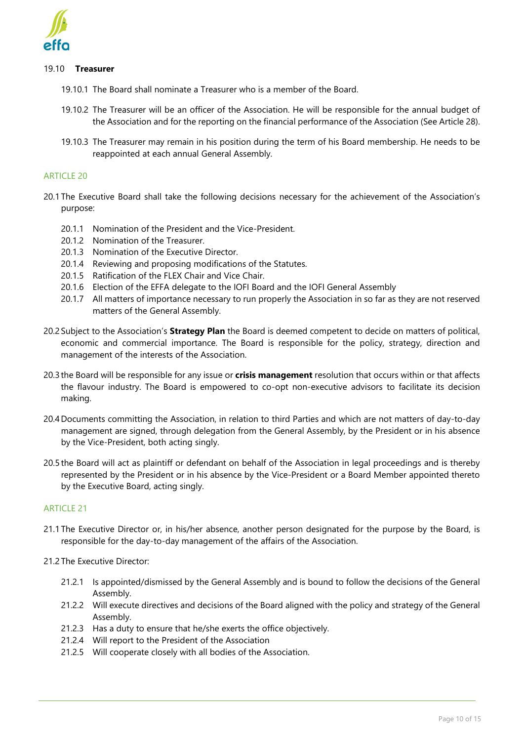19.10 **Treasurer**

19.10.1 The Board shall nominate a Treasurer who is a member of the Board.

19.10.2 The Treasurer will be an officer of the Association. He will be responsible for the annual budget of the Association and for the reporting on the financial performance of the Association (See Article 28).

19.10.3 The Treasurer may remain in his position during the term of his Board membership. He needs to be reappointed at each annual General Assembly.

## ARTICLE 20

20.1 The Executive Board shall take the following decisions necessary for the achievement of the Association's purpose:

- 20.1.1 Nomination of the President and the Vice-President.
- 20.1.2 Nomination of the Treasurer.
- 20.1.3 Nomination of the Executive Director.
- 20.1.4 Reviewing and proposing modifications of the Statutes.
- 20.1.5 Ratification of the FLEX Chair and Vice Chair.
- 20.1.6 Election of the EFFA delegate to the IOFI Board and the IOFI General Assembly
- 20.1.7 All matters of importance necessary to run properly the Association in so far as they are not reserved matters of the General Assembly.

20.2 Subject to the Association's **Strategy Plan** the Board is deemed competent to decide on matters of political, economic and commercial importance. The Board is responsible for the policy, strategy, direction and management of the interests of the Association.

20.3 the Board will be responsible for any issue or **crisis management** resolution that occurs within or that affects the flavour industry. The Board is empowered to co-opt non-executive advisors to facilitate its decision making.

20.4 Documents committing the Association, in relation to third Parties and which are not matters of day-to-day management are signed, through delegation from the General Assembly, by the President or in his absence by the Vice-President, both acting singly.

20.5 the Board will act as plaintiff or defendant on behalf of the Association in legal proceedings and is thereby represented by the President or in his absence by the Vice-President or a Board Member appointed thereto by the Executive Board, acting singly.

## ARTICLE 21

21.1 The Executive Director or, in his/her absence, another person designated for the purpose by the Board, is responsible for the day-to-day management of the affairs of the Association.

21.2 The Executive Director:

- 21.2.1 Is appointed/dismissed by the General Assembly and is bound to follow the decisions of the General Assembly.
- 21.2.2 Will execute directives and decisions of the Board aligned with the policy and strategy of the General Assembly.
- 21.2.3 Has a duty to ensure that he/she exerts the office objectively.
- 21.2.4 Will report to the President of the Association
- 21.2.5 Will cooperate closely with all bodies of the Association.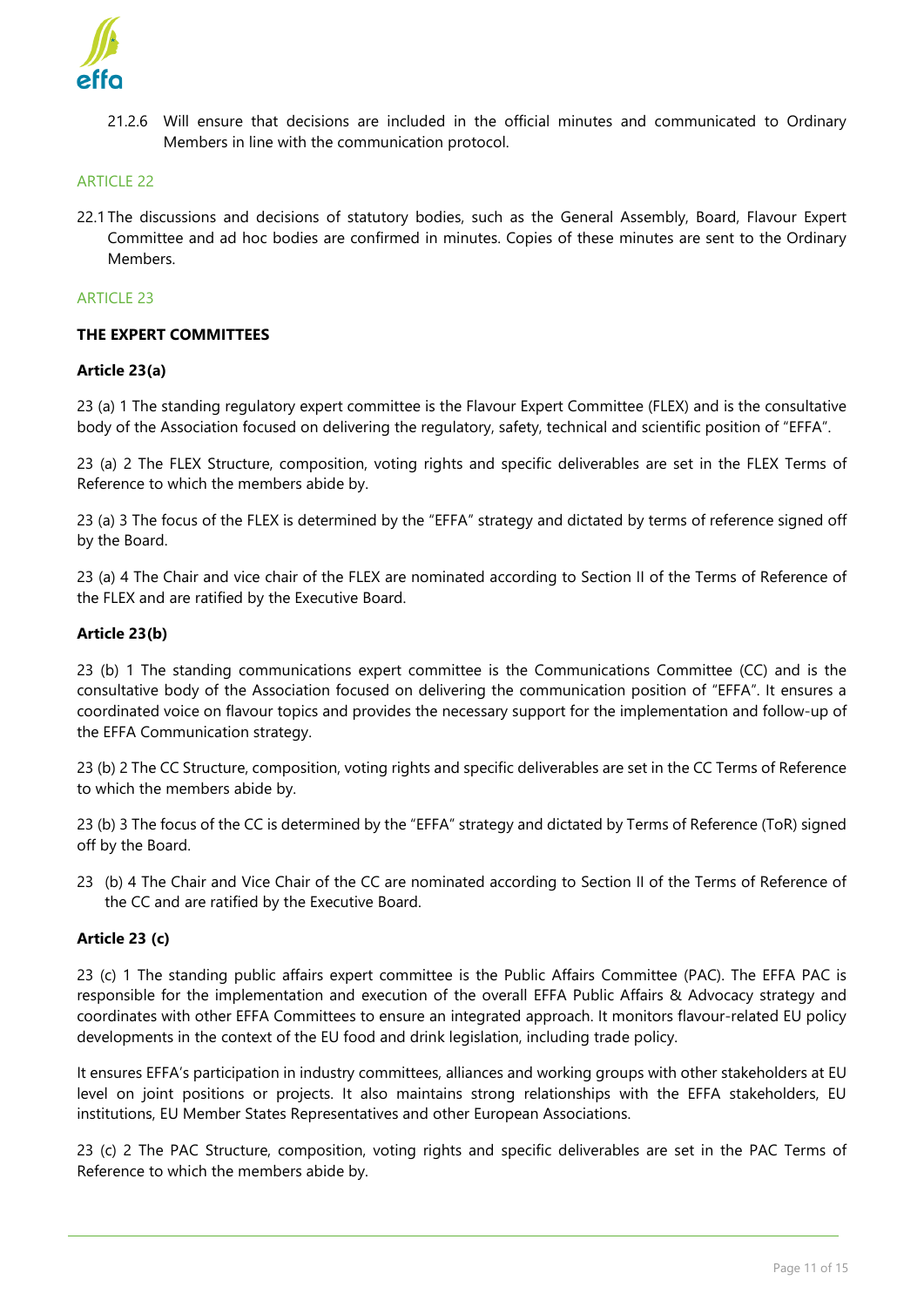21.2.6 Will ensure that decisions are included in the official minutes and communicated to Ordinary Members in line with the communication protocol.

ARTICLE 22

22.1 The discussions and decisions of statutory bodies, such as the General Assembly, Board, Flavour Expert Committee and ad hoc bodies are confirmed in minutes. Copies of these minutes are sent to the Ordinary Members.

ARTICLE 23

**THE EXPERT COMMITTEES**

**Article 23(a)**

23 (a) 1 The standing regulatory expert committee is the Flavour Expert Committee (FLEX) and is the consultative body of the Association focused on delivering the regulatory, safety, technical and scientific position of "EFFA".

23 (a) 2 The FLEX Structure, composition, voting rights and specific deliverables are set in the FLEX Terms of Reference to which the members abide by.

23 (a) 3 The focus of the FLEX is determined by the "EFFA" strategy and dictated by terms of reference signed off by the Board.

23 (a) 4 The Chair and vice chair of the FLEX are nominated according to Section II of the Terms of Reference of the FLEX and are ratified by the Executive Board.

**Article 23(b)**

23 (b) 1 The standing communications expert committee is the Communications Committee (CC) and is the consultative body of the Association focused on delivering the communication position of "EFFA". It ensures a coordinated voice on flavour topics and provides the necessary support for the implementation and follow-up of the EFFA Communication strategy.

23 (b) 2 The CC Structure, composition, voting rights and specific deliverables are set in the CC Terms of Reference to which the members abide by.

23 (b) 3 The focus of the CC is determined by the "EFFA" strategy and dictated by Terms of Reference (ToR) signed off by the Board.

23 (b) 4 The Chair and Vice Chair of the CC are nominated according to Section II of the Terms of Reference of the CC and are ratified by the Executive Board.

**Article 23 (c)**

23 (c) 1 The standing public affairs expert committee is the Public Affairs Committee (PAC). The EFFA PAC is responsible for the implementation and execution of the overall EFFA Public Affairs & Advocacy strategy and coordinates with other EFFA Committees to ensure an integrated approach. It monitors flavour-related EU policy developments in the context of the EU food and drink legislation, including trade policy.

It ensures EFFA's participation in industry committees, alliances and working groups with other stakeholders at EU level on joint positions or projects. It also maintains strong relationships with the EFFA stakeholders, EU institutions, EU Member States Representatives and other European Associations.

23 (c) 2 The PAC Structure, composition, voting rights and specific deliverables are set in the PAC Terms of Reference to which the members abide by.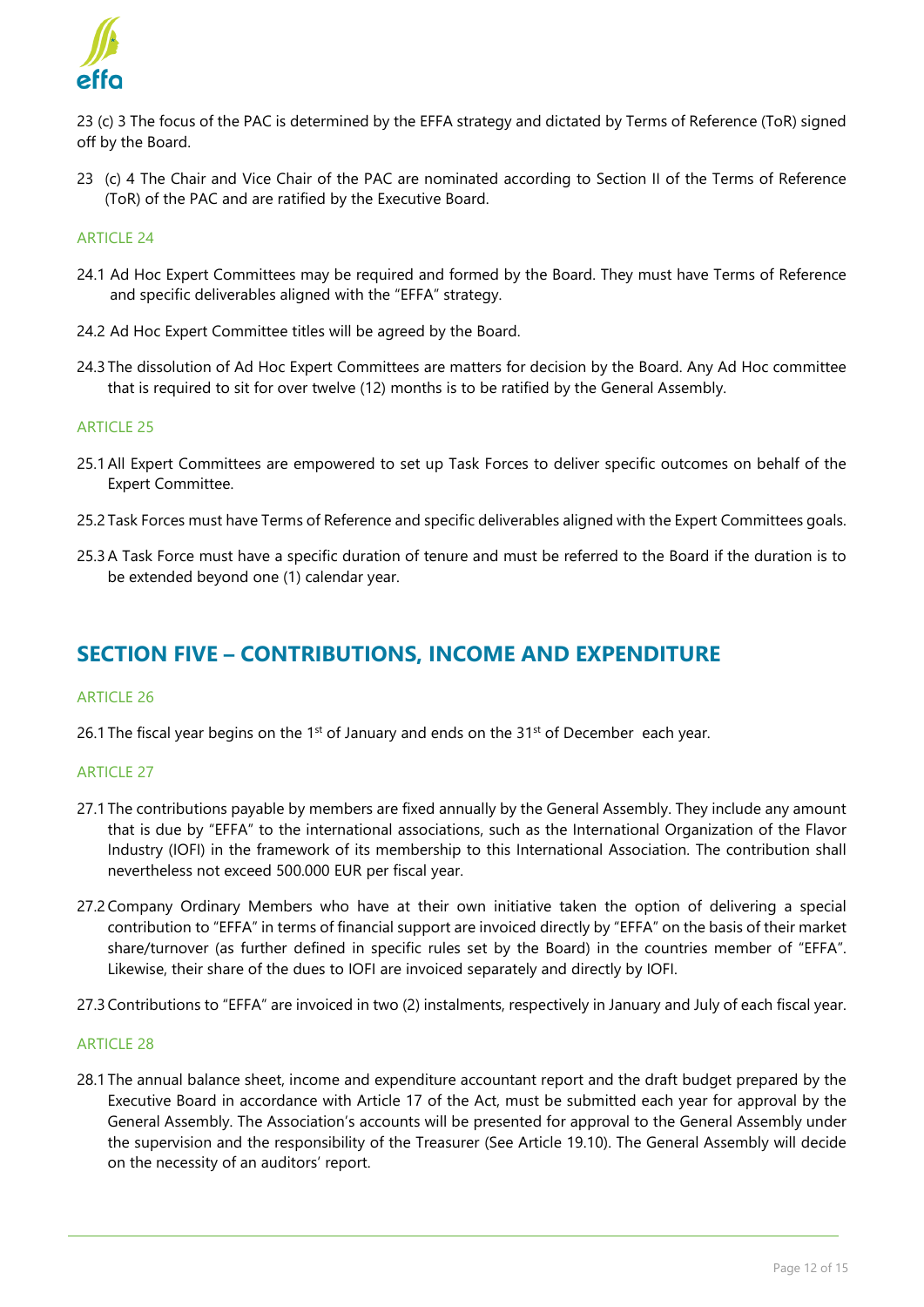23 (c) 3 The focus of the PAC is determined by the EFFA strategy and dictated by Terms of Reference (ToR) signed off by the Board.

23 (c) 4 The Chair and Vice Chair of the PAC are nominated according to Section II of the Terms of Reference (ToR) of the PAC and are ratified by the Executive Board.

### ARTICLE 24

24.1 Ad Hoc Expert Committees may be required and formed by the Board. They must have Terms of Reference and specific deliverables aligned with the "EFFA" strategy.

24.2 Ad Hoc Expert Committee titles will be agreed by the Board.

24.3 The dissolution of Ad Hoc Expert Committees are matters for decision by the Board. Any Ad Hoc committee that is required to sit for over twelve (12) months is to be ratified by the General Assembly.

### ARTICLE 25

25.1 All Expert Committees are empowered to set up Task Forces to deliver specific outcomes on behalf of the Expert Committee.

25.2 Task Forces must have Terms of Reference and specific deliverables aligned with the Expert Committees goals.

25.3 A Task Force must have a specific duration of tenure and must be referred to the Board if the duration is to be extended beyond one (1) calendar year.

## SECTION FIVE – CONTRIBUTIONS, INCOME AND EXPENDITURE

### ARTICLE 26

26.1 The fiscal year begins on the 1st of January and ends on the 31st of December each year.

### ARTICLE 27

27.1 The contributions payable by members are fixed annually by the General Assembly. They include any amount that is due by "EFFA" to the international associations, such as the International Organization of the Flavor Industry (IOFI) in the framework of its membership to this International Association. The contribution shall nevertheless not exceed 500.000 EUR per fiscal year.

27.2 Company Ordinary Members who have at their own initiative taken the option of delivering a special contribution to "EFFA" in terms of financial support are invoiced directly by "EFFA" on the basis of their market share/turnover (as further defined in specific rules set by the Board) in the countries member of "EFFA". Likewise, their share of the dues to IOFI are invoiced separately and directly by IOFI.

27.3 Contributions to "EFFA" are invoiced in two (2) instalments, respectively in January and July of each fiscal year.

### ARTICLE 28

28.1 The annual balance sheet, income and expenditure accountant report and the draft budget prepared by the Executive Board in accordance with Article 17 of the Act, must be submitted each year for approval by the General Assembly. The Association's accounts will be presented for approval to the General Assembly under the supervision and the responsibility of the Treasurer (See Article 19.10). The General Assembly will decide on the necessity of an auditors' report.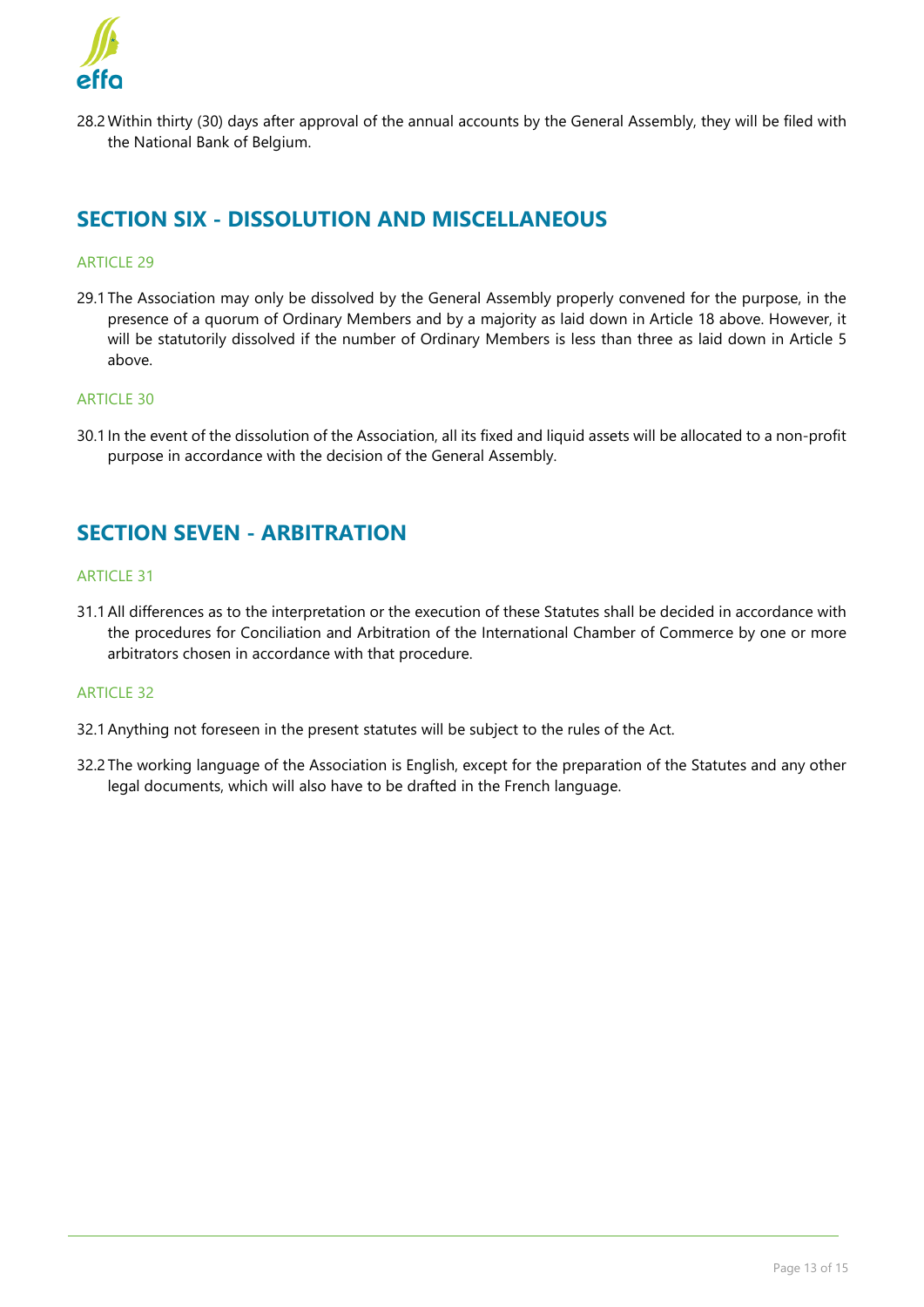28.2 Within thirty (30) days after approval of the annual accounts by the General Assembly, they will be filed with the National Bank of Belgium.

## SECTION SIX - DISSOLUTION AND MISCELLANEOUS

### ARTICLE 29

29.1 The Association may only be dissolved by the General Assembly properly convened for the purpose, in the presence of a quorum of Ordinary Members and by a majority as laid down in Article 18 above. However, it will be statutorily dissolved if the number of Ordinary Members is less than three as laid down in Article 5 above.

### ARTICLE 30

30.1 In the event of the dissolution of the Association, all its fixed and liquid assets will be allocated to a non-profit purpose in accordance with the decision of the General Assembly.

## SECTION SEVEN - ARBITRATION

### ARTICLE 31

31.1 All differences as to the interpretation or the execution of these Statutes shall be decided in accordance with the procedures for Conciliation and Arbitration of the International Chamber of Commerce by one or more arbitrators chosen in accordance with that procedure.

### ARTICLE 32

32.1 Anything not foreseen in the present statutes will be subject to the rules of the Act.

32.2 The working language of the Association is English, except for the preparation of the Statutes and any other legal documents, which will also have to be drafted in the French language.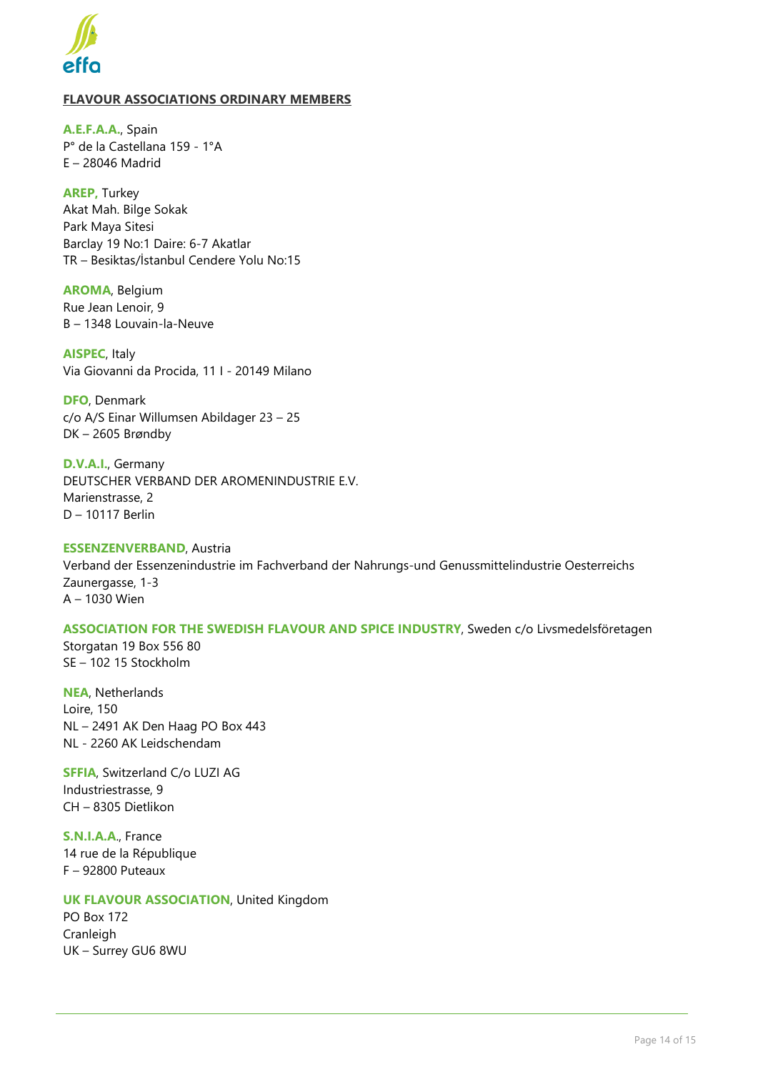**FLAVOUR ASSOCIATIONS ORDINARY MEMBERS**

**A.E.F.A.A.**, Spain
P° de la Castellana 159 - 1°A
E – 28046 Madrid

**AREP,** Turkey
Akat Mah. Bilge Sokak
Park Maya Sitesi
Barclay 19 No:1 Daire: 6-7 Akatlar
TR – Besiktas/İstanbul Cendere Yolu No:15

**AROMA**, Belgium
Rue Jean Lenoir, 9
B – 1348 Louvain-la-Neuve

**AISPEC**, Italy
Via Giovanni da Procida, 11 I - 20149 Milano

**DFO**, Denmark
c/o A/S Einar Willumsen Abildager 23 – 25
DK – 2605 Brøndby

**D.V.A.I.**, Germany
DEUTSCHER VERBAND DER AROMENINDUSTRIE E.V.
Marienstrasse, 2
D – 10117 Berlin

**ESSENZENVERBAND**, Austria
Verband der Essenzenindustrie im Fachverband der Nahrungs-und Genussmittelindustrie Oesterreichs
Zaunergasse, 1-3
A – 1030 Wien

**ASSOCIATION FOR THE SWEDISH FLAVOUR AND SPICE INDUSTRY**, Sweden c/o Livsmedelsföretagen
Storgatan 19 Box 556 80
SE – 102 15 Stockholm

**NEA**, Netherlands
Loire, 150
NL – 2491 AK Den Haag PO Box 443
NL - 2260 AK Leidschendam

**SFFIA**, Switzerland C/o LUZI AG
Industriestrasse, 9
CH – 8305 Dietlikon

**S.N.I.A.A.**, France
14 rue de la République
F – 92800 Puteaux

**UK FLAVOUR ASSOCIATION**, United Kingdom
PO Box 172
Cranleigh
UK – Surrey GU6 8WU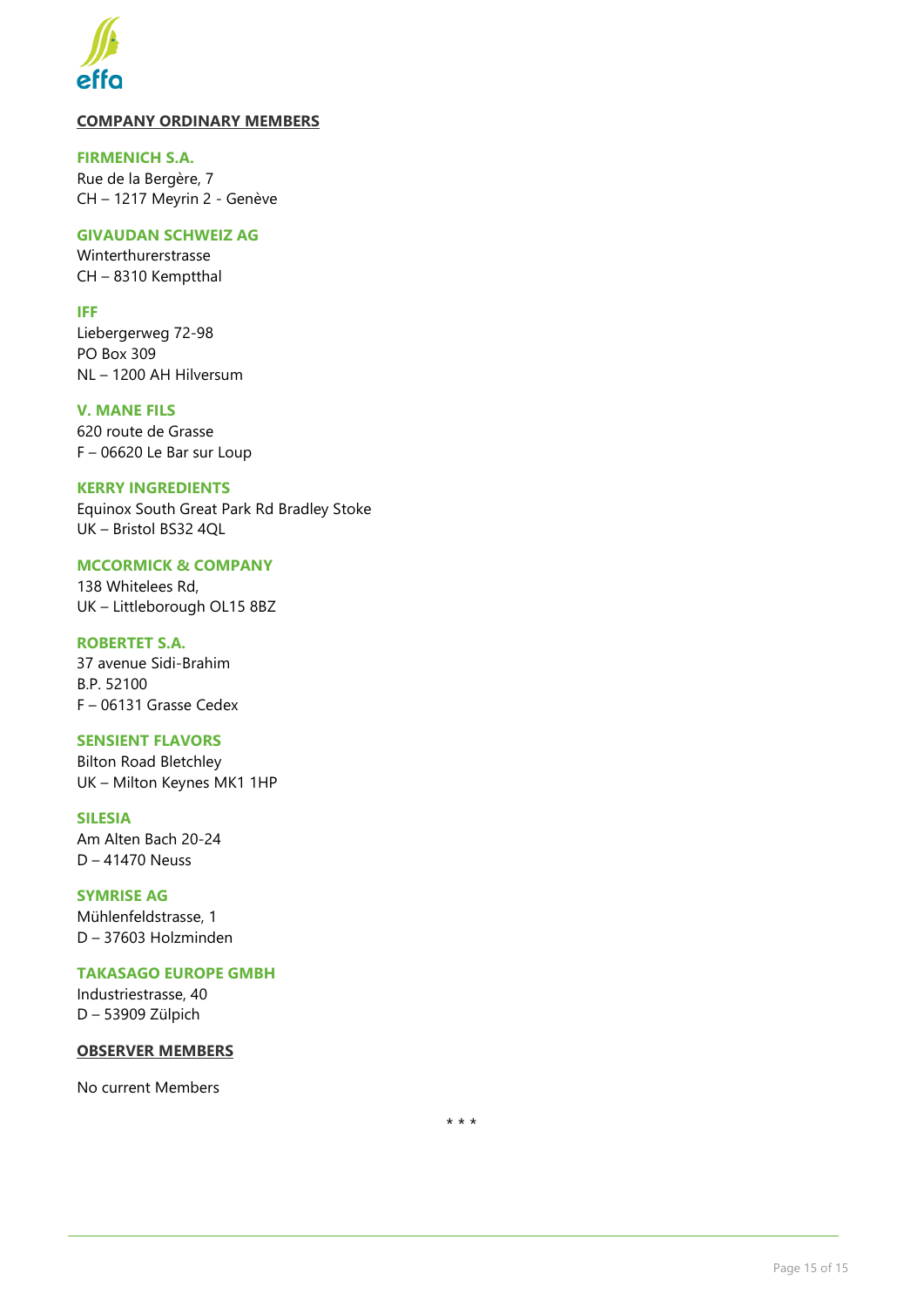## COMPANY ORDINARY MEMBERS

**FIRMENICH S.A.**
Rue de la Bergère, 7
CH – 1217 Meyrin 2 - Genève

**GIVAUDAN SCHWEIZ AG**
Winterthurerstrasse
CH – 8310 Kemptthal

**IFF**
Liebergerweg 72-98
PO Box 309
NL – 1200 AH Hilversum

**V. MANE FILS**
620 route de Grasse
F – 06620 Le Bar sur Loup

**KERRY INGREDIENTS**
Equinox South Great Park Rd Bradley Stoke
UK – Bristol BS32 4QL

**MCCORMICK & COMPANY**
138 Whitelees Rd,
UK – Littleborough OL15 8BZ

**ROBERTET S.A.**
37 avenue Sidi-Brahim
B.P. 52100
F – 06131 Grasse Cedex

**SENSIENT FLAVORS**
Bilton Road Bletchley
UK – Milton Keynes MK1 1HP

**SILESIA**
Am Alten Bach 20-24
D – 41470 Neuss

**SYMRISE AG**
Mühlenfeldstrasse, 1
D – 37603 Holzminden

**TAKASAGO EUROPE GMBH**
Industriestrasse, 40
D – 53909 Zülpich

## OBSERVER MEMBERS

No current Members

\* \* \*